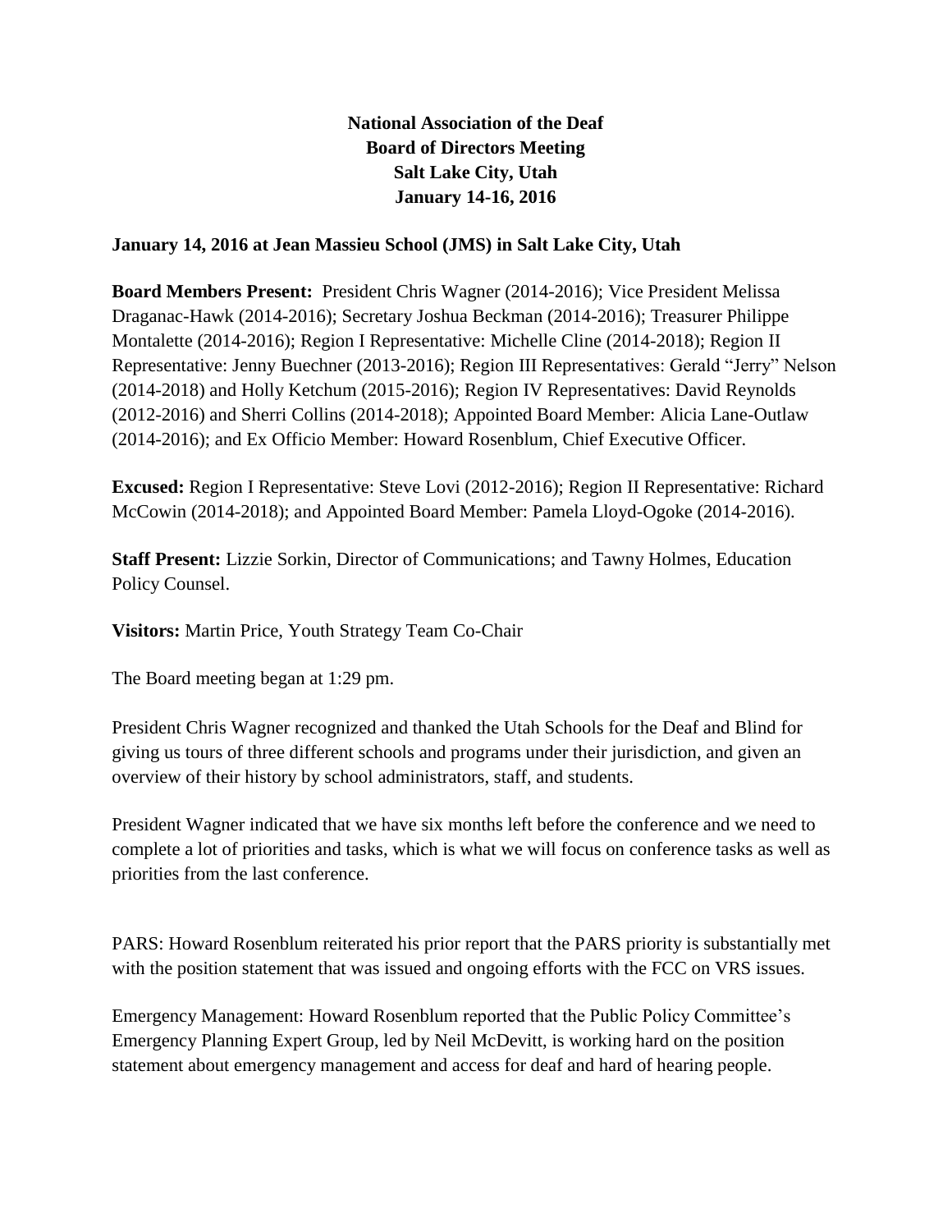# National Association of the Deaf
## Board of Directors Meeting
## Salt Lake City, Utah
## January 14-16, 2016

**January 14, 2016 at Jean Massieu School (JMS) in Salt Lake City, Utah**

**Board Members Present:** President Chris Wagner (2014-2016); Vice President Melissa Draganac-Hawk (2014-2016); Secretary Joshua Beckman (2014-2016); Treasurer Philippe Montalette (2014-2016); Region I Representative: Michelle Cline (2014-2018); Region II Representative: Jenny Buechner (2013-2016); Region III Representatives: Gerald "Jerry" Nelson (2014-2018) and Holly Ketchum (2015-2016); Region IV Representatives: David Reynolds (2012-2016) and Sherri Collins (2014-2018); Appointed Board Member: Alicia Lane-Outlaw (2014-2016); and Ex Officio Member: Howard Rosenblum, Chief Executive Officer.

**Excused:** Region I Representative: Steve Lovi (2012-2016); Region II Representative: Richard McCowin (2014-2018); and Appointed Board Member: Pamela Lloyd-Ogoke (2014-2016).

**Staff Present:** Lizzie Sorkin, Director of Communications; and Tawny Holmes, Education Policy Counsel.

**Visitors:** Martin Price, Youth Strategy Team Co-Chair

The Board meeting began at 1:29 pm.

President Chris Wagner recognized and thanked the Utah Schools for the Deaf and Blind for giving us tours of three different schools and programs under their jurisdiction, and given an overview of their history by school administrators, staff, and students.

President Wagner indicated that we have six months left before the conference and we need to complete a lot of priorities and tasks, which is what we will focus on conference tasks as well as priorities from the last conference.

PARS: Howard Rosenblum reiterated his prior report that the PARS priority is substantially met with the position statement that was issued and ongoing efforts with the FCC on VRS issues.

Emergency Management: Howard Rosenblum reported that the Public Policy Committee's Emergency Planning Expert Group, led by Neil McDevitt, is working hard on the position statement about emergency management and access for deaf and hard of hearing people.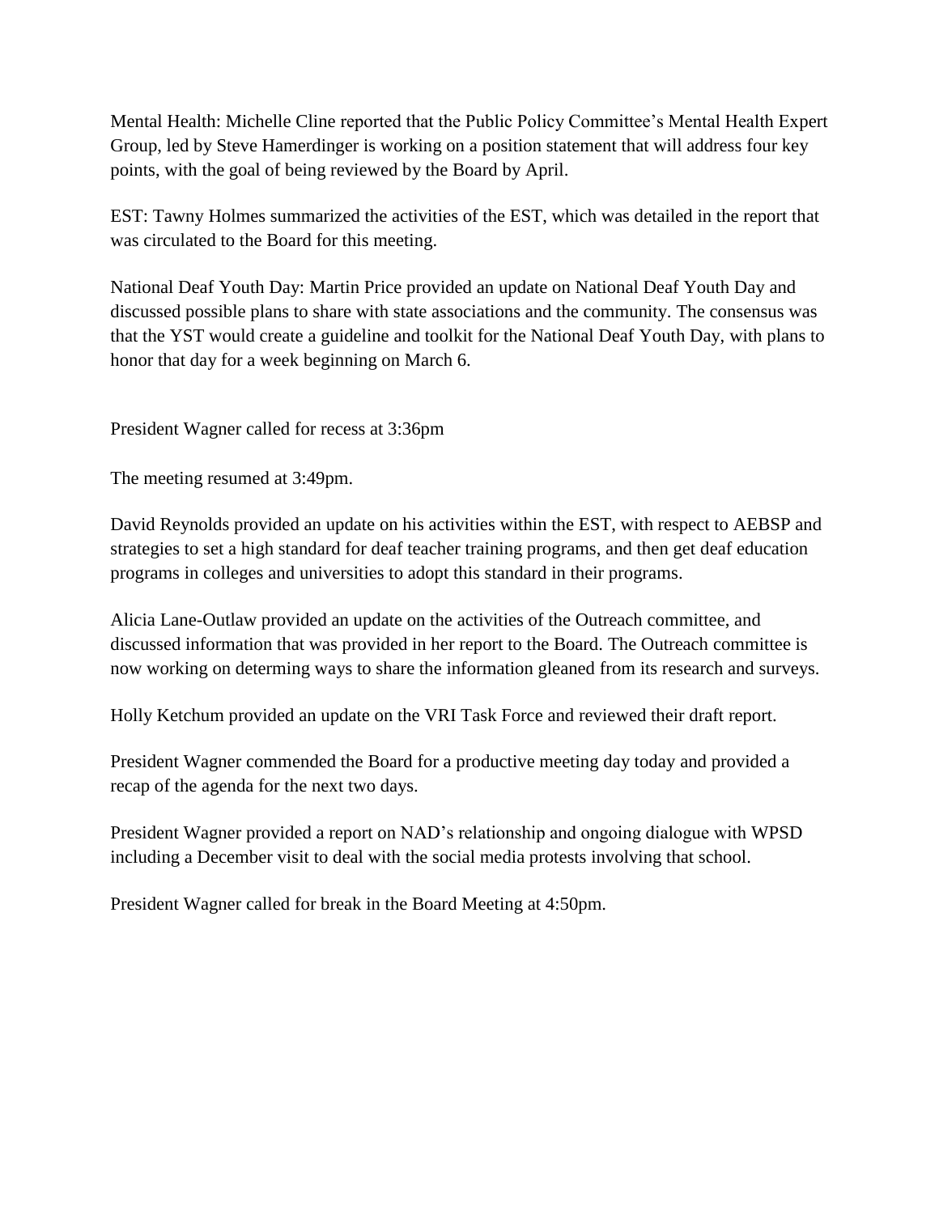Mental Health: Michelle Cline reported that the Public Policy Committee's Mental Health Expert Group, led by Steve Hamerdinger is working on a position statement that will address four key points, with the goal of being reviewed by the Board by April.

EST: Tawny Holmes summarized the activities of the EST, which was detailed in the report that was circulated to the Board for this meeting.

National Deaf Youth Day: Martin Price provided an update on National Deaf Youth Day and discussed possible plans to share with state associations and the community. The consensus was that the YST would create a guideline and toolkit for the National Deaf Youth Day, with plans to honor that day for a week beginning on March 6.

President Wagner called for recess at 3:36pm

The meeting resumed at 3:49pm.

David Reynolds provided an update on his activities within the EST, with respect to AEBSP and strategies to set a high standard for deaf teacher training programs, and then get deaf education programs in colleges and universities to adopt this standard in their programs.

Alicia Lane-Outlaw provided an update on the activities of the Outreach committee, and discussed information that was provided in her report to the Board. The Outreach committee is now working on determing ways to share the information gleaned from its research and surveys.

Holly Ketchum provided an update on the VRI Task Force and reviewed their draft report.

President Wagner commended the Board for a productive meeting day today and provided a recap of the agenda for the next two days.

President Wagner provided a report on NAD's relationship and ongoing dialogue with WPSD including a December visit to deal with the social media protests involving that school.

President Wagner called for break in the Board Meeting at 4:50pm.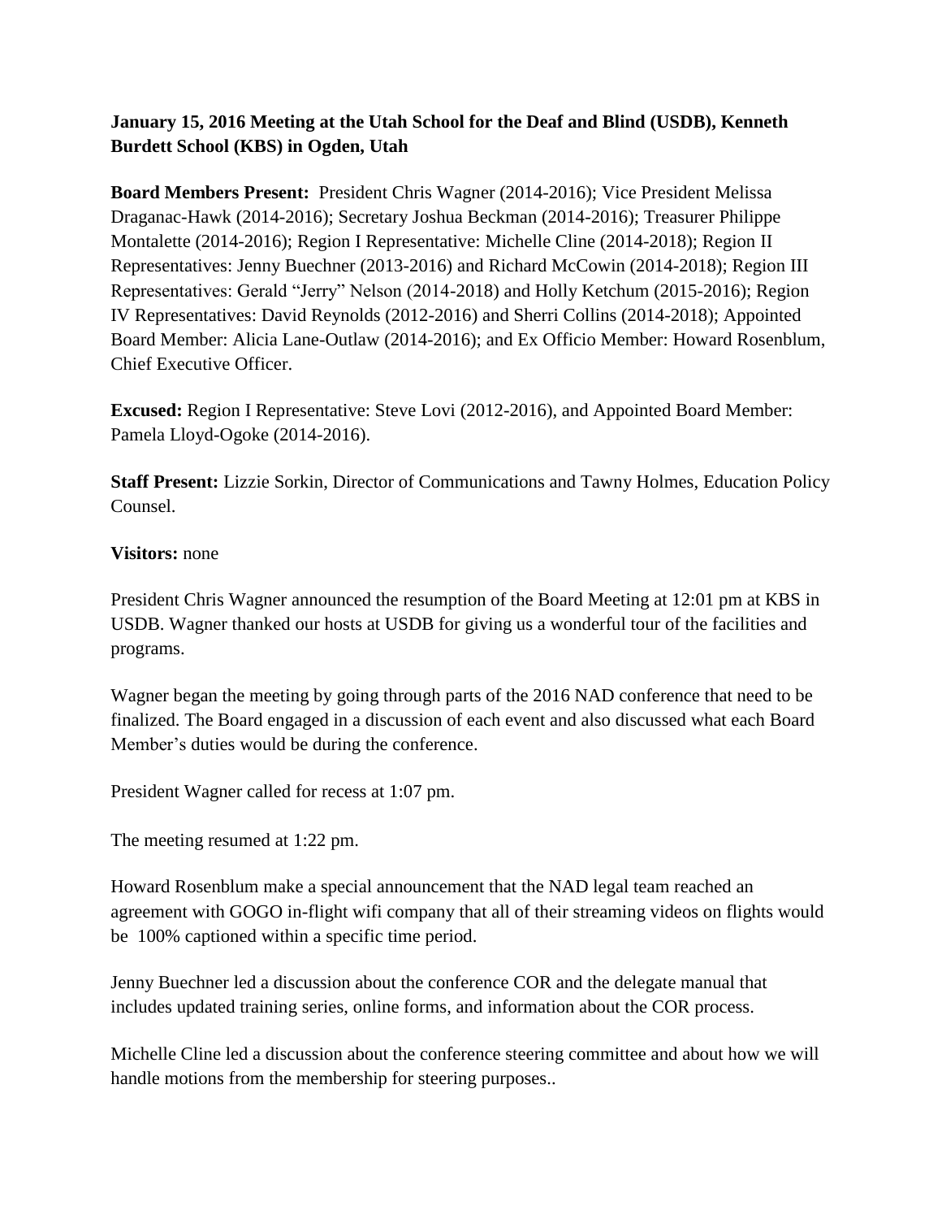**January 15, 2016 Meeting at the Utah School for the Deaf and Blind (USDB), Kenneth Burdett School (KBS) in Ogden, Utah**

**Board Members Present:** President Chris Wagner (2014-2016); Vice President Melissa Draganac-Hawk (2014-2016); Secretary Joshua Beckman (2014-2016); Treasurer Philippe Montalette (2014-2016); Region I Representative: Michelle Cline (2014-2018); Region II Representatives: Jenny Buechner (2013-2016) and Richard McCowin (2014-2018); Region III Representatives: Gerald "Jerry" Nelson (2014-2018) and Holly Ketchum (2015-2016); Region IV Representatives: David Reynolds (2012-2016) and Sherri Collins (2014-2018); Appointed Board Member: Alicia Lane-Outlaw (2014-2016); and Ex Officio Member: Howard Rosenblum, Chief Executive Officer.

**Excused:** Region I Representative: Steve Lovi (2012-2016), and Appointed Board Member: Pamela Lloyd-Ogoke (2014-2016).

**Staff Present:** Lizzie Sorkin, Director of Communications and Tawny Holmes, Education Policy Counsel.

**Visitors:** none

President Chris Wagner announced the resumption of the Board Meeting at 12:01 pm at KBS in USDB. Wagner thanked our hosts at USDB for giving us a wonderful tour of the facilities and programs.

Wagner began the meeting by going through parts of the 2016 NAD conference that need to be finalized. The Board engaged in a discussion of each event and also discussed what each Board Member's duties would be during the conference.

President Wagner called for recess at 1:07 pm.

The meeting resumed at 1:22 pm.

Howard Rosenblum make a special announcement that the NAD legal team reached an agreement with GOGO in-flight wifi company that all of their streaming videos on flights would be 100% captioned within a specific time period.

Jenny Buechner led a discussion about the conference COR and the delegate manual that includes updated training series, online forms, and information about the COR process.

Michelle Cline led a discussion about the conference steering committee and about how we will handle motions from the membership for steering purposes..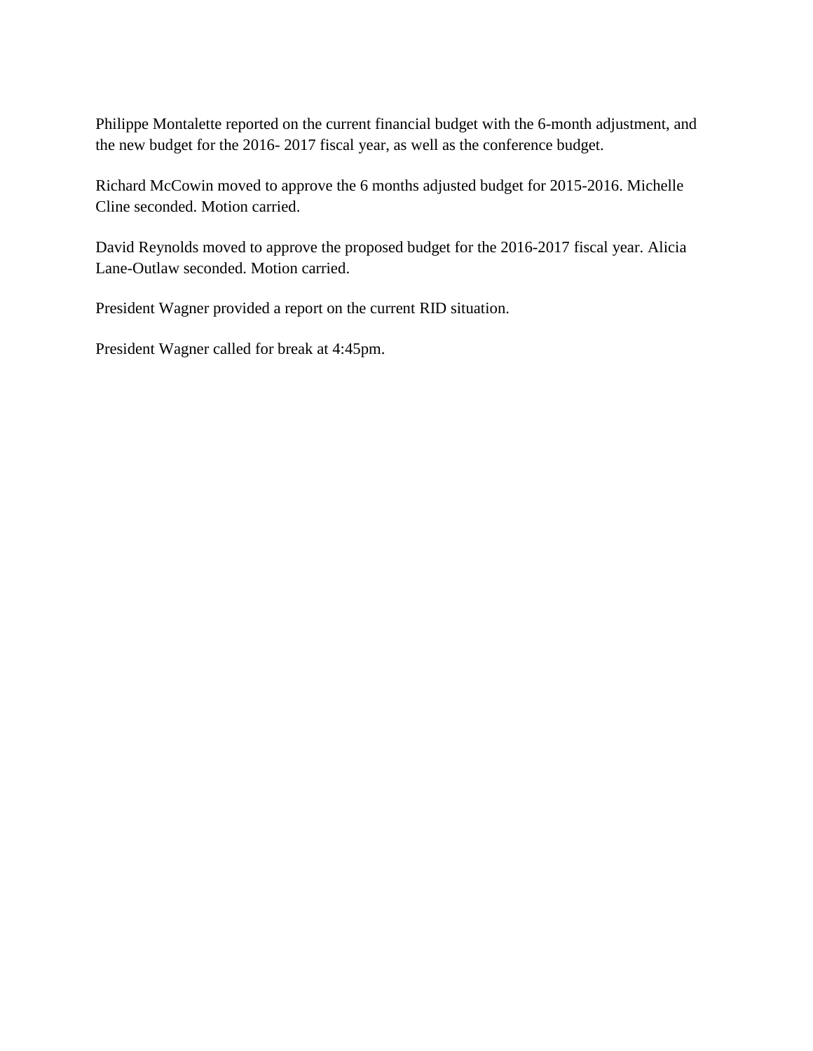Philippe Montalette reported on the current financial budget with the 6-month adjustment, and the new budget for the 2016- 2017 fiscal year, as well as the conference budget.

Richard McCowin moved to approve the 6 months adjusted budget for 2015-2016. Michelle Cline seconded. Motion carried.

David Reynolds moved to approve the proposed budget for the 2016-2017 fiscal year. Alicia Lane-Outlaw seconded. Motion carried.

President Wagner provided a report on the current RID situation.

President Wagner called for break at 4:45pm.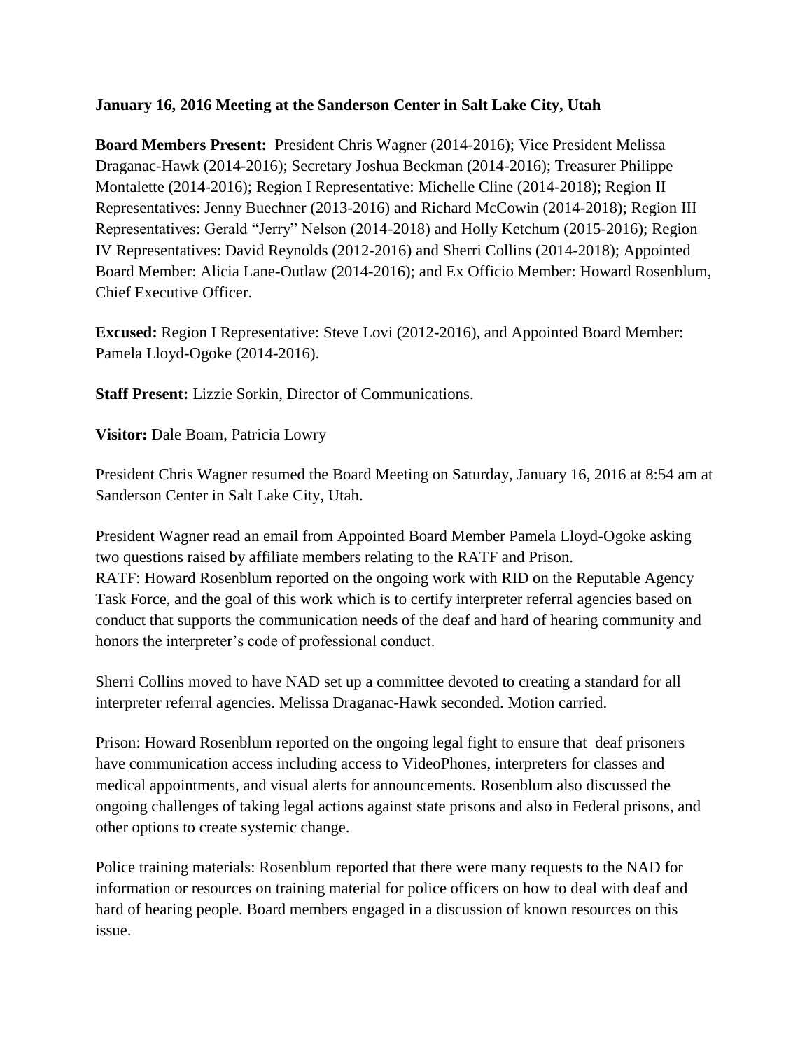**January 16, 2016 Meeting at the Sanderson Center in Salt Lake City, Utah**

**Board Members Present:** President Chris Wagner (2014-2016); Vice President Melissa Draganac-Hawk (2014-2016); Secretary Joshua Beckman (2014-2016); Treasurer Philippe Montalette (2014-2016); Region I Representative: Michelle Cline (2014-2018); Region II Representatives: Jenny Buechner (2013-2016) and Richard McCowin (2014-2018); Region III Representatives: Gerald "Jerry" Nelson (2014-2018) and Holly Ketchum (2015-2016); Region IV Representatives: David Reynolds (2012-2016) and Sherri Collins (2014-2018); Appointed Board Member: Alicia Lane-Outlaw (2014-2016); and Ex Officio Member: Howard Rosenblum, Chief Executive Officer.

**Excused:** Region I Representative: Steve Lovi (2012-2016), and Appointed Board Member: Pamela Lloyd-Ogoke (2014-2016).

**Staff Present:** Lizzie Sorkin, Director of Communications.

**Visitor:** Dale Boam, Patricia Lowry

President Chris Wagner resumed the Board Meeting on Saturday, January 16, 2016 at 8:54 am at Sanderson Center in Salt Lake City, Utah.

President Wagner read an email from Appointed Board Member Pamela Lloyd-Ogoke asking two questions raised by affiliate members relating to the RATF and Prison.
RATF: Howard Rosenblum reported on the ongoing work with RID on the Reputable Agency Task Force, and the goal of this work which is to certify interpreter referral agencies based on conduct that supports the communication needs of the deaf and hard of hearing community and honors the interpreter's code of professional conduct.

Sherri Collins moved to have NAD set up a committee devoted to creating a standard for all interpreter referral agencies. Melissa Draganac-Hawk seconded. Motion carried.

Prison: Howard Rosenblum reported on the ongoing legal fight to ensure that deaf prisoners have communication access including access to VideoPhones, interpreters for classes and medical appointments, and visual alerts for announcements. Rosenblum also discussed the ongoing challenges of taking legal actions against state prisons and also in Federal prisons, and other options to create systemic change.

Police training materials: Rosenblum reported that there were many requests to the NAD for information or resources on training material for police officers on how to deal with deaf and hard of hearing people. Board members engaged in a discussion of known resources on this issue.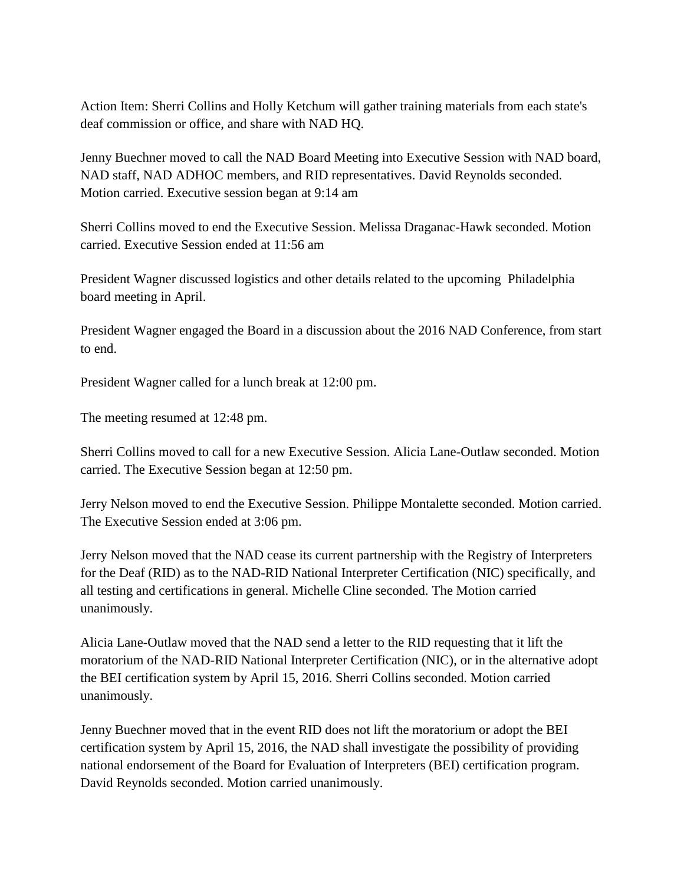Action Item: Sherri Collins and Holly Ketchum will gather training materials from each state's deaf commission or office, and share with NAD HQ.

Jenny Buechner moved to call the NAD Board Meeting into Executive Session with NAD board, NAD staff, NAD ADHOC members, and RID representatives. David Reynolds seconded. Motion carried. Executive session began at 9:14 am

Sherri Collins moved to end the Executive Session. Melissa Draganac-Hawk seconded. Motion carried. Executive Session ended at 11:56 am

President Wagner discussed logistics and other details related to the upcoming Philadelphia board meeting in April.

President Wagner engaged the Board in a discussion about the 2016 NAD Conference, from start to end.

President Wagner called for a lunch break at 12:00 pm.

The meeting resumed at 12:48 pm.

Sherri Collins moved to call for a new Executive Session. Alicia Lane-Outlaw seconded. Motion carried. The Executive Session began at 12:50 pm.

Jerry Nelson moved to end the Executive Session. Philippe Montalette seconded. Motion carried. The Executive Session ended at 3:06 pm.

Jerry Nelson moved that the NAD cease its current partnership with the Registry of Interpreters for the Deaf (RID) as to the NAD-RID National Interpreter Certification (NIC) specifically, and all testing and certifications in general. Michelle Cline seconded. The Motion carried unanimously.

Alicia Lane-Outlaw moved that the NAD send a letter to the RID requesting that it lift the moratorium of the NAD-RID National Interpreter Certification (NIC), or in the alternative adopt the BEI certification system by April 15, 2016. Sherri Collins seconded. Motion carried unanimously.

Jenny Buechner moved that in the event RID does not lift the moratorium or adopt the BEI certification system by April 15, 2016, the NAD shall investigate the possibility of providing national endorsement of the Board for Evaluation of Interpreters (BEI) certification program. David Reynolds seconded. Motion carried unanimously.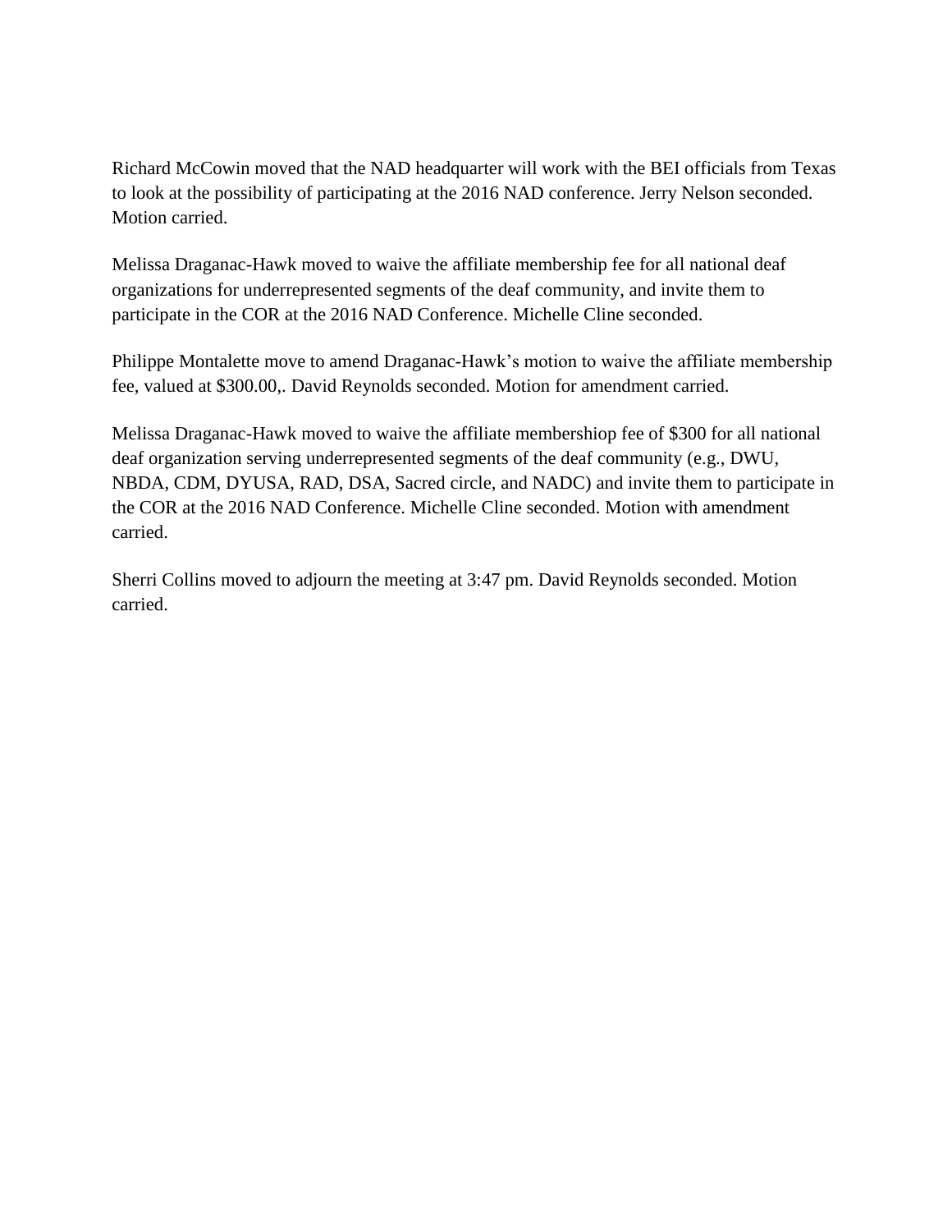Richard McCowin moved that the NAD headquarter will work with the BEI officials from Texas to look at the possibility of participating at the 2016 NAD conference. Jerry Nelson seconded. Motion carried.

Melissa Draganac-Hawk moved to waive the affiliate membership fee for all national deaf organizations for underrepresented segments of the deaf community, and invite them to participate in the COR at the 2016 NAD Conference. Michelle Cline seconded.

Philippe Montalette move to amend Draganac-Hawk's motion to waive the affiliate membership fee, valued at $300.00,. David Reynolds seconded. Motion for amendment carried.

Melissa Draganac-Hawk moved to waive the affiliate membershiop fee of $300 for all national deaf organization serving underrepresented segments of the deaf community (e.g., DWU, NBDA, CDM, DYUSA, RAD, DSA, Sacred circle, and NADC) and invite them to participate in the COR at the 2016 NAD Conference. Michelle Cline seconded. Motion with amendment carried.

Sherri Collins moved to adjourn the meeting at 3:47 pm. David Reynolds seconded. Motion carried.